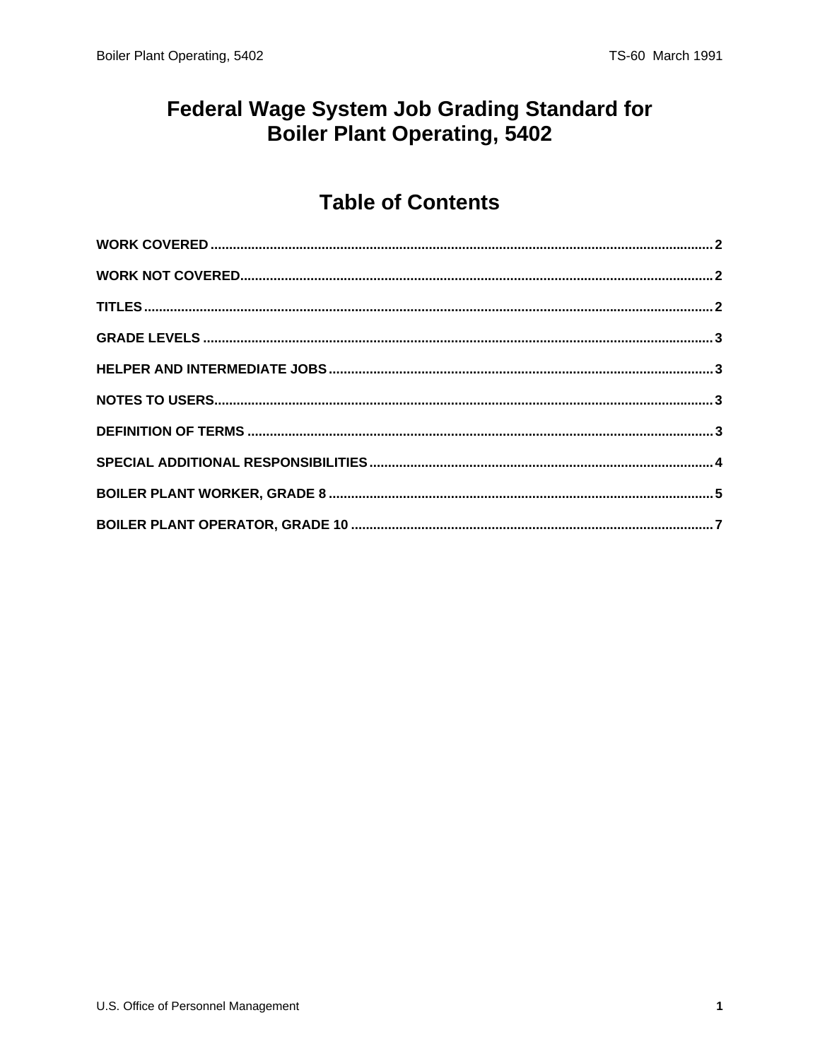# Federal Wage System Job Grading Standard for Boiler Plant Operating, 5402

## Table of Contents

**WORK COVERED** .......... 2

**WORK NOT COVERED** .......... 2

**TITLES** .......... 2

**GRADE LEVELS** .......... 3

**HELPER AND INTERMEDIATE JOBS** .......... 3

**NOTES TO USERS** .......... 3

**DEFINITION OF TERMS** .......... 3

**SPECIAL ADDITIONAL RESPONSIBILITIES** .......... 4

**BOILER PLANT WORKER, GRADE 8** .......... 5

**BOILER PLANT OPERATOR, GRADE 10** .......... 7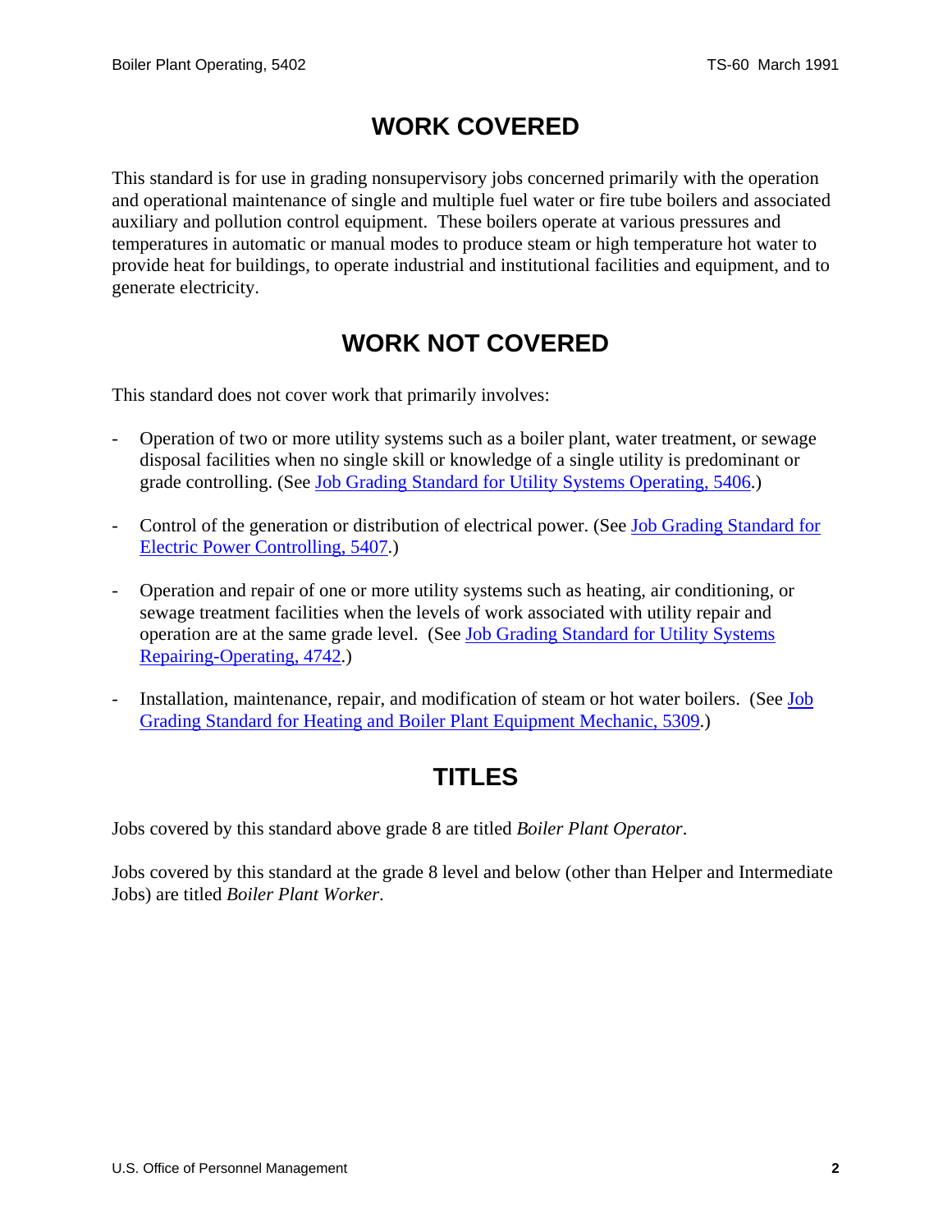## WORK COVERED

This standard is for use in grading nonsupervisory jobs concerned primarily with the operation and operational maintenance of single and multiple fuel water or fire tube boilers and associated auxiliary and pollution control equipment. These boilers operate at various pressures and temperatures in automatic or manual modes to produce steam or high temperature hot water to provide heat for buildings, to operate industrial and institutional facilities and equipment, and to generate electricity.

## WORK NOT COVERED

This standard does not cover work that primarily involves:

- Operation of two or more utility systems such as a boiler plant, water treatment, or sewage disposal facilities when no single skill or knowledge of a single utility is predominant or grade controlling. (See Job Grading Standard for Utility Systems Operating, 5406.)

- Control of the generation or distribution of electrical power. (See Job Grading Standard for Electric Power Controlling, 5407.)

- Operation and repair of one or more utility systems such as heating, air conditioning, or sewage treatment facilities when the levels of work associated with utility repair and operation are at the same grade level. (See Job Grading Standard for Utility Systems Repairing-Operating, 4742.)

- Installation, maintenance, repair, and modification of steam or hot water boilers. (See Job Grading Standard for Heating and Boiler Plant Equipment Mechanic, 5309.)

## TITLES

Jobs covered by this standard above grade 8 are titled *Boiler Plant Operator*.

Jobs covered by this standard at the grade 8 level and below (other than Helper and Intermediate Jobs) are titled *Boiler Plant Worker*.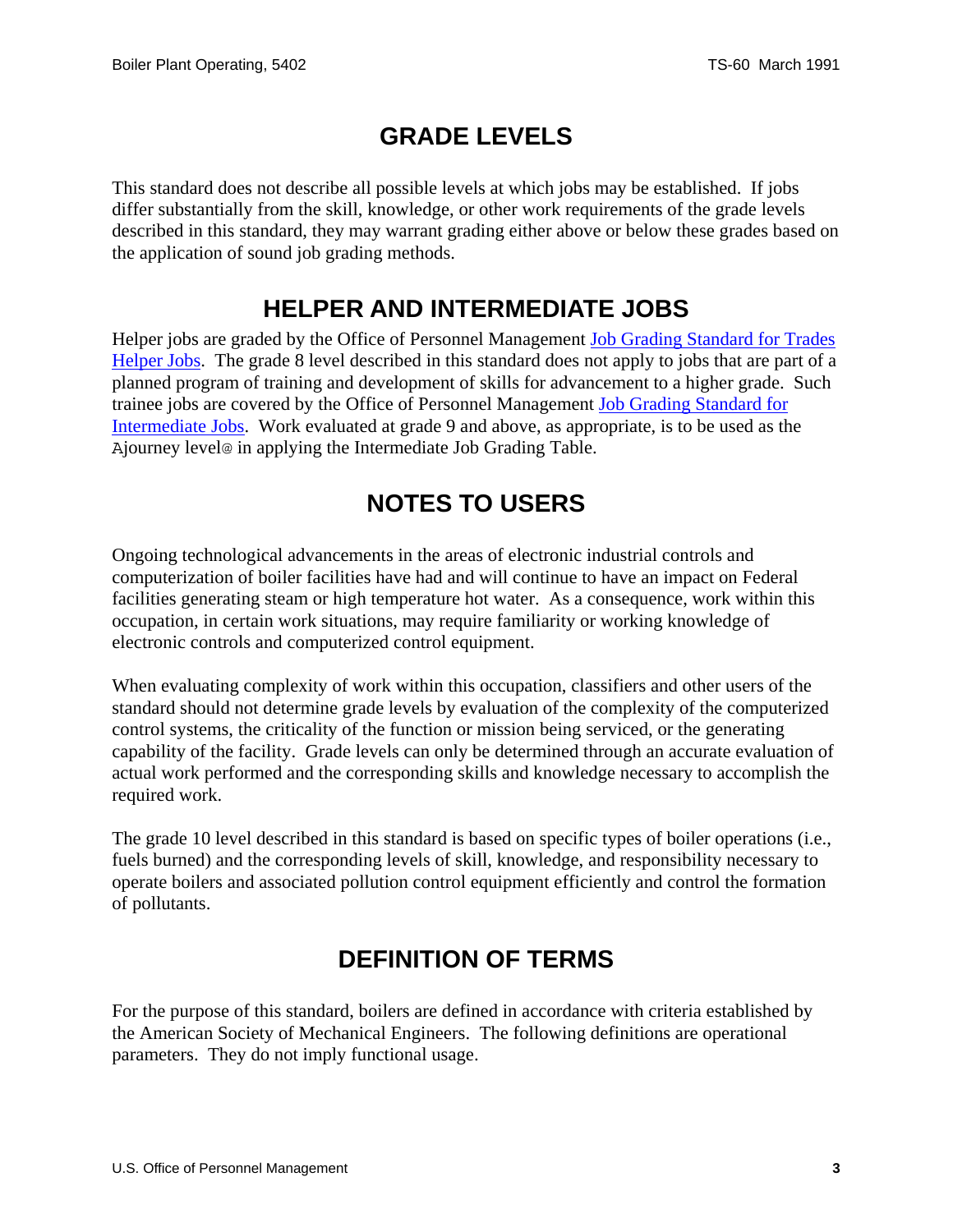## GRADE LEVELS

This standard does not describe all possible levels at which jobs may be established. If jobs differ substantially from the skill, knowledge, or other work requirements of the grade levels described in this standard, they may warrant grading either above or below these grades based on the application of sound job grading methods.

## HELPER AND INTERMEDIATE JOBS

Helper jobs are graded by the Office of Personnel Management Job Grading Standard for Trades Helper Jobs. The grade 8 level described in this standard does not apply to jobs that are part of a planned program of training and development of skills for advancement to a higher grade. Such trainee jobs are covered by the Office of Personnel Management Job Grading Standard for Intermediate Jobs. Work evaluated at grade 9 and above, as appropriate, is to be used as the Ajourney level@ in applying the Intermediate Job Grading Table.

## NOTES TO USERS

Ongoing technological advancements in the areas of electronic industrial controls and computerization of boiler facilities have had and will continue to have an impact on Federal facilities generating steam or high temperature hot water. As a consequence, work within this occupation, in certain work situations, may require familiarity or working knowledge of electronic controls and computerized control equipment.

When evaluating complexity of work within this occupation, classifiers and other users of the standard should not determine grade levels by evaluation of the complexity of the computerized control systems, the criticality of the function or mission being serviced, or the generating capability of the facility. Grade levels can only be determined through an accurate evaluation of actual work performed and the corresponding skills and knowledge necessary to accomplish the required work.

The grade 10 level described in this standard is based on specific types of boiler operations (i.e., fuels burned) and the corresponding levels of skill, knowledge, and responsibility necessary to operate boilers and associated pollution control equipment efficiently and control the formation of pollutants.

## DEFINITION OF TERMS

For the purpose of this standard, boilers are defined in accordance with criteria established by the American Society of Mechanical Engineers. The following definitions are operational parameters. They do not imply functional usage.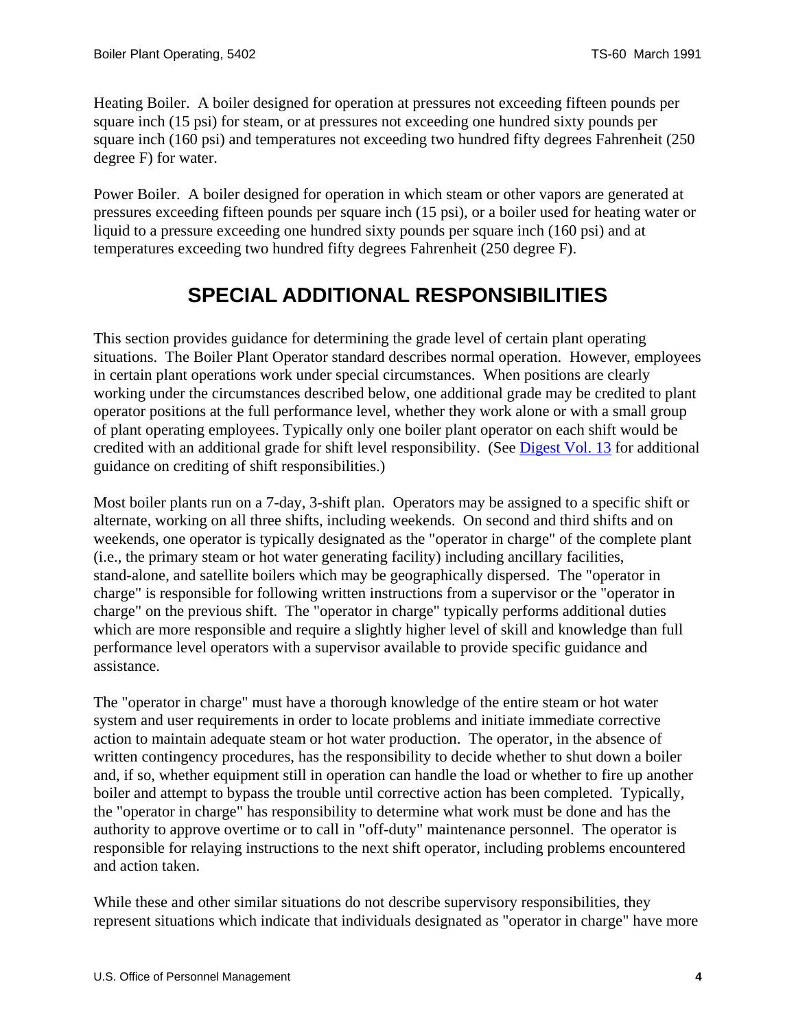Heating Boiler. A boiler designed for operation at pressures not exceeding fifteen pounds per square inch (15 psi) for steam, or at pressures not exceeding one hundred sixty pounds per square inch (160 psi) and temperatures not exceeding two hundred fifty degrees Fahrenheit (250 degree F) for water.

Power Boiler. A boiler designed for operation in which steam or other vapors are generated at pressures exceeding fifteen pounds per square inch (15 psi), or a boiler used for heating water or liquid to a pressure exceeding one hundred sixty pounds per square inch (160 psi) and at temperatures exceeding two hundred fifty degrees Fahrenheit (250 degree F).

## SPECIAL ADDITIONAL RESPONSIBILITIES

This section provides guidance for determining the grade level of certain plant operating situations. The Boiler Plant Operator standard describes normal operation. However, employees in certain plant operations work under special circumstances. When positions are clearly working under the circumstances described below, one additional grade may be credited to plant operator positions at the full performance level, whether they work alone or with a small group of plant operating employees. Typically only one boiler plant operator on each shift would be credited with an additional grade for shift level responsibility. (See Digest Vol. 13 for additional guidance on crediting of shift responsibilities.)

Most boiler plants run on a 7-day, 3-shift plan. Operators may be assigned to a specific shift or alternate, working on all three shifts, including weekends. On second and third shifts and on weekends, one operator is typically designated as the "operator in charge" of the complete plant (i.e., the primary steam or hot water generating facility) including ancillary facilities, stand-alone, and satellite boilers which may be geographically dispersed. The "operator in charge" is responsible for following written instructions from a supervisor or the "operator in charge" on the previous shift. The "operator in charge" typically performs additional duties which are more responsible and require a slightly higher level of skill and knowledge than full performance level operators with a supervisor available to provide specific guidance and assistance.

The "operator in charge" must have a thorough knowledge of the entire steam or hot water system and user requirements in order to locate problems and initiate immediate corrective action to maintain adequate steam or hot water production. The operator, in the absence of written contingency procedures, has the responsibility to decide whether to shut down a boiler and, if so, whether equipment still in operation can handle the load or whether to fire up another boiler and attempt to bypass the trouble until corrective action has been completed. Typically, the "operator in charge" has responsibility to determine what work must be done and has the authority to approve overtime or to call in "off-duty" maintenance personnel. The operator is responsible for relaying instructions to the next shift operator, including problems encountered and action taken.

While these and other similar situations do not describe supervisory responsibilities, they represent situations which indicate that individuals designated as "operator in charge" have more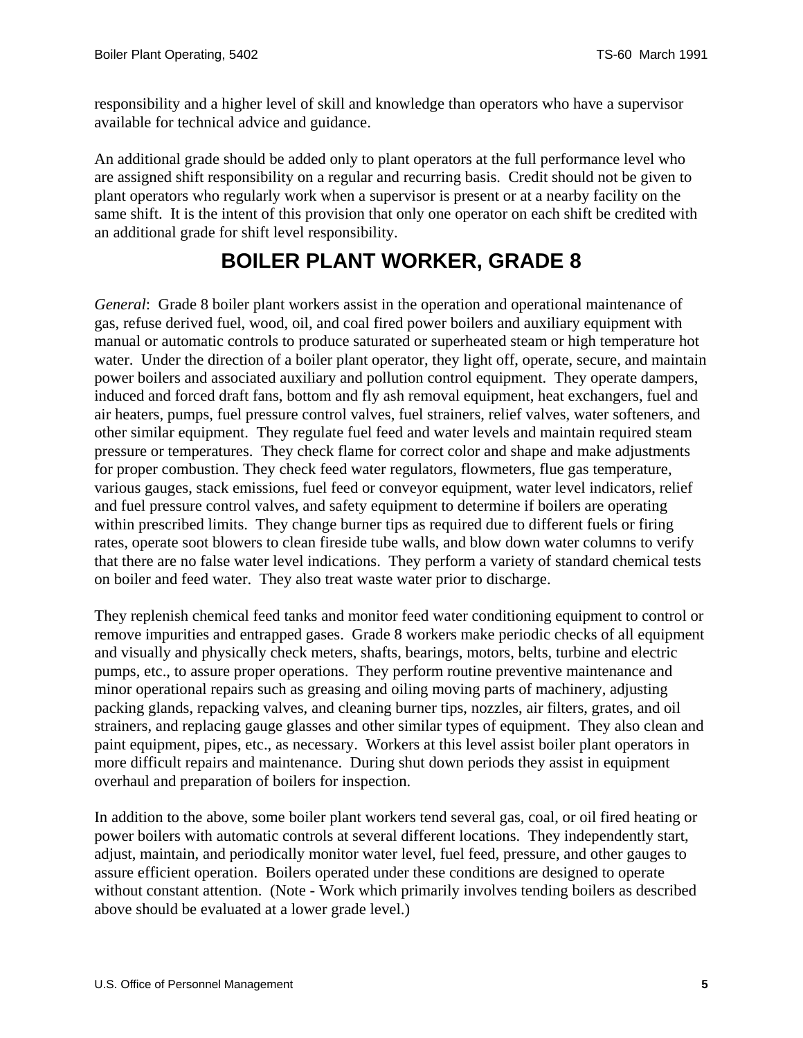responsibility and a higher level of skill and knowledge than operators who have a supervisor available for technical advice and guidance.

An additional grade should be added only to plant operators at the full performance level who are assigned shift responsibility on a regular and recurring basis. Credit should not be given to plant operators who regularly work when a supervisor is present or at a nearby facility on the same shift. It is the intent of this provision that only one operator on each shift be credited with an additional grade for shift level responsibility.

## BOILER PLANT WORKER, GRADE 8

*General*: Grade 8 boiler plant workers assist in the operation and operational maintenance of gas, refuse derived fuel, wood, oil, and coal fired power boilers and auxiliary equipment with manual or automatic controls to produce saturated or superheated steam or high temperature hot water. Under the direction of a boiler plant operator, they light off, operate, secure, and maintain power boilers and associated auxiliary and pollution control equipment. They operate dampers, induced and forced draft fans, bottom and fly ash removal equipment, heat exchangers, fuel and air heaters, pumps, fuel pressure control valves, fuel strainers, relief valves, water softeners, and other similar equipment. They regulate fuel feed and water levels and maintain required steam pressure or temperatures. They check flame for correct color and shape and make adjustments for proper combustion. They check feed water regulators, flowmeters, flue gas temperature, various gauges, stack emissions, fuel feed or conveyor equipment, water level indicators, relief and fuel pressure control valves, and safety equipment to determine if boilers are operating within prescribed limits. They change burner tips as required due to different fuels or firing rates, operate soot blowers to clean fireside tube walls, and blow down water columns to verify that there are no false water level indications. They perform a variety of standard chemical tests on boiler and feed water. They also treat waste water prior to discharge.

They replenish chemical feed tanks and monitor feed water conditioning equipment to control or remove impurities and entrapped gases. Grade 8 workers make periodic checks of all equipment and visually and physically check meters, shafts, bearings, motors, belts, turbine and electric pumps, etc., to assure proper operations. They perform routine preventive maintenance and minor operational repairs such as greasing and oiling moving parts of machinery, adjusting packing glands, repacking valves, and cleaning burner tips, nozzles, air filters, grates, and oil strainers, and replacing gauge glasses and other similar types of equipment. They also clean and paint equipment, pipes, etc., as necessary. Workers at this level assist boiler plant operators in more difficult repairs and maintenance. During shut down periods they assist in equipment overhaul and preparation of boilers for inspection.

In addition to the above, some boiler plant workers tend several gas, coal, or oil fired heating or power boilers with automatic controls at several different locations. They independently start, adjust, maintain, and periodically monitor water level, fuel feed, pressure, and other gauges to assure efficient operation. Boilers operated under these conditions are designed to operate without constant attention. (Note - Work which primarily involves tending boilers as described above should be evaluated at a lower grade level.)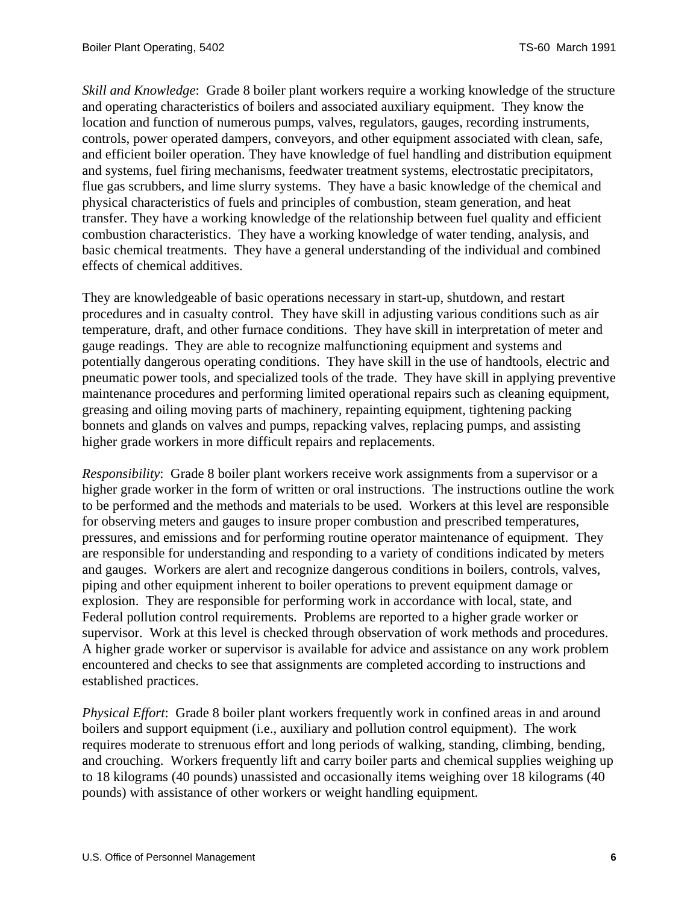*Skill and Knowledge*: Grade 8 boiler plant workers require a working knowledge of the structure and operating characteristics of boilers and associated auxiliary equipment. They know the location and function of numerous pumps, valves, regulators, gauges, recording instruments, controls, power operated dampers, conveyors, and other equipment associated with clean, safe, and efficient boiler operation. They have knowledge of fuel handling and distribution equipment and systems, fuel firing mechanisms, feedwater treatment systems, electrostatic precipitators, flue gas scrubbers, and lime slurry systems. They have a basic knowledge of the chemical and physical characteristics of fuels and principles of combustion, steam generation, and heat transfer. They have a working knowledge of the relationship between fuel quality and efficient combustion characteristics. They have a working knowledge of water tending, analysis, and basic chemical treatments. They have a general understanding of the individual and combined effects of chemical additives.

They are knowledgeable of basic operations necessary in start-up, shutdown, and restart procedures and in casualty control. They have skill in adjusting various conditions such as air temperature, draft, and other furnace conditions. They have skill in interpretation of meter and gauge readings. They are able to recognize malfunctioning equipment and systems and potentially dangerous operating conditions. They have skill in the use of handtools, electric and pneumatic power tools, and specialized tools of the trade. They have skill in applying preventive maintenance procedures and performing limited operational repairs such as cleaning equipment, greasing and oiling moving parts of machinery, repainting equipment, tightening packing bonnets and glands on valves and pumps, repacking valves, replacing pumps, and assisting higher grade workers in more difficult repairs and replacements.

*Responsibility*: Grade 8 boiler plant workers receive work assignments from a supervisor or a higher grade worker in the form of written or oral instructions. The instructions outline the work to be performed and the methods and materials to be used. Workers at this level are responsible for observing meters and gauges to insure proper combustion and prescribed temperatures, pressures, and emissions and for performing routine operator maintenance of equipment. They are responsible for understanding and responding to a variety of conditions indicated by meters and gauges. Workers are alert and recognize dangerous conditions in boilers, controls, valves, piping and other equipment inherent to boiler operations to prevent equipment damage or explosion. They are responsible for performing work in accordance with local, state, and Federal pollution control requirements. Problems are reported to a higher grade worker or supervisor. Work at this level is checked through observation of work methods and procedures. A higher grade worker or supervisor is available for advice and assistance on any work problem encountered and checks to see that assignments are completed according to instructions and established practices.

*Physical Effort*: Grade 8 boiler plant workers frequently work in confined areas in and around boilers and support equipment (i.e., auxiliary and pollution control equipment). The work requires moderate to strenuous effort and long periods of walking, standing, climbing, bending, and crouching. Workers frequently lift and carry boiler parts and chemical supplies weighing up to 18 kilograms (40 pounds) unassisted and occasionally items weighing over 18 kilograms (40 pounds) with assistance of other workers or weight handling equipment.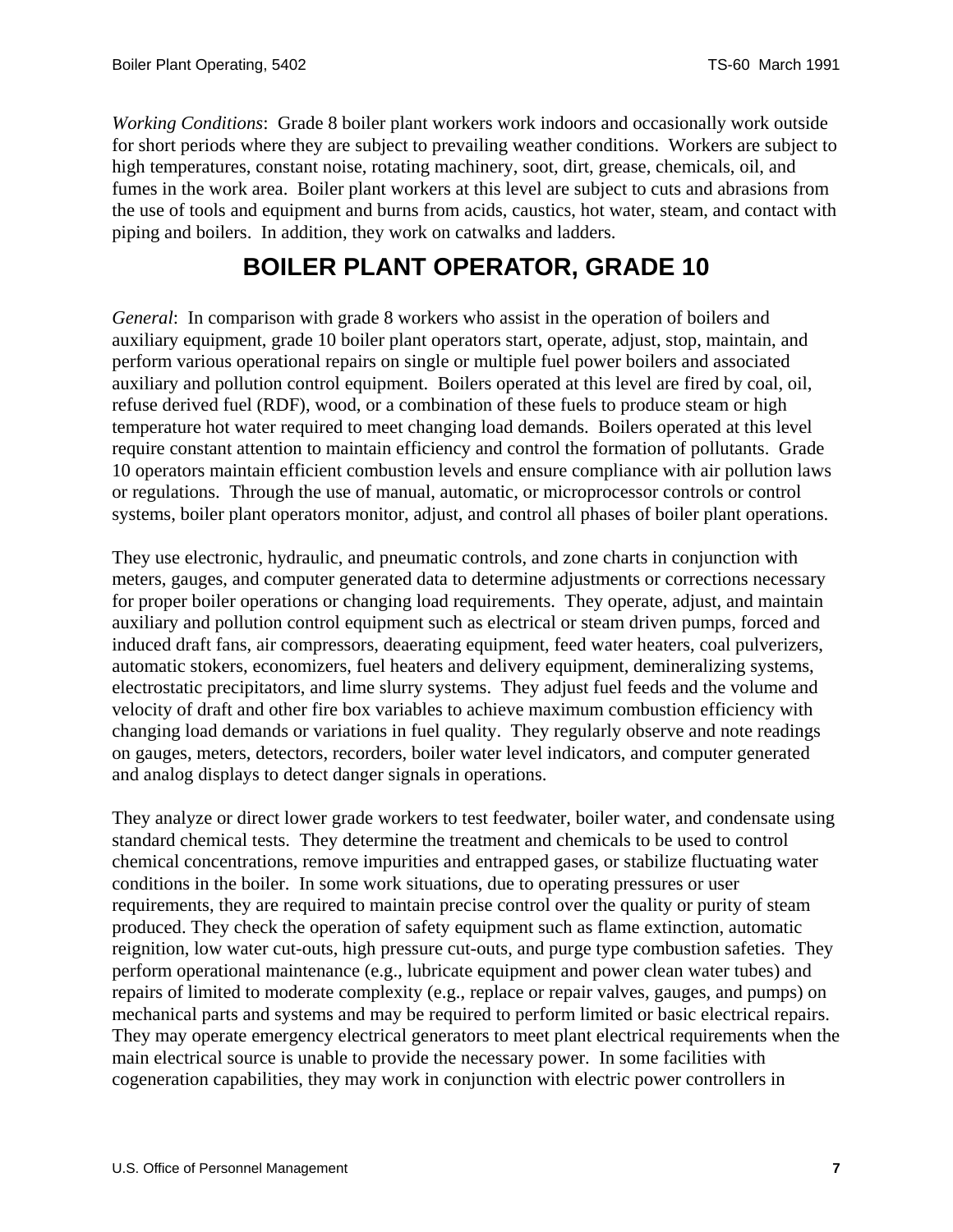*Working Conditions*: Grade 8 boiler plant workers work indoors and occasionally work outside for short periods where they are subject to prevailing weather conditions. Workers are subject to high temperatures, constant noise, rotating machinery, soot, dirt, grease, chemicals, oil, and fumes in the work area. Boiler plant workers at this level are subject to cuts and abrasions from the use of tools and equipment and burns from acids, caustics, hot water, steam, and contact with piping and boilers. In addition, they work on catwalks and ladders.

# BOILER PLANT OPERATOR, GRADE 10

*General*: In comparison with grade 8 workers who assist in the operation of boilers and auxiliary equipment, grade 10 boiler plant operators start, operate, adjust, stop, maintain, and perform various operational repairs on single or multiple fuel power boilers and associated auxiliary and pollution control equipment. Boilers operated at this level are fired by coal, oil, refuse derived fuel (RDF), wood, or a combination of these fuels to produce steam or high temperature hot water required to meet changing load demands. Boilers operated at this level require constant attention to maintain efficiency and control the formation of pollutants. Grade 10 operators maintain efficient combustion levels and ensure compliance with air pollution laws or regulations. Through the use of manual, automatic, or microprocessor controls or control systems, boiler plant operators monitor, adjust, and control all phases of boiler plant operations.

They use electronic, hydraulic, and pneumatic controls, and zone charts in conjunction with meters, gauges, and computer generated data to determine adjustments or corrections necessary for proper boiler operations or changing load requirements. They operate, adjust, and maintain auxiliary and pollution control equipment such as electrical or steam driven pumps, forced and induced draft fans, air compressors, deaerating equipment, feed water heaters, coal pulverizers, automatic stokers, economizers, fuel heaters and delivery equipment, demineralizing systems, electrostatic precipitators, and lime slurry systems. They adjust fuel feeds and the volume and velocity of draft and other fire box variables to achieve maximum combustion efficiency with changing load demands or variations in fuel quality. They regularly observe and note readings on gauges, meters, detectors, recorders, boiler water level indicators, and computer generated and analog displays to detect danger signals in operations.

They analyze or direct lower grade workers to test feedwater, boiler water, and condensate using standard chemical tests. They determine the treatment and chemicals to be used to control chemical concentrations, remove impurities and entrapped gases, or stabilize fluctuating water conditions in the boiler. In some work situations, due to operating pressures or user requirements, they are required to maintain precise control over the quality or purity of steam produced. They check the operation of safety equipment such as flame extinction, automatic reignition, low water cut-outs, high pressure cut-outs, and purge type combustion safeties. They perform operational maintenance (e.g., lubricate equipment and power clean water tubes) and repairs of limited to moderate complexity (e.g., replace or repair valves, gauges, and pumps) on mechanical parts and systems and may be required to perform limited or basic electrical repairs. They may operate emergency electrical generators to meet plant electrical requirements when the main electrical source is unable to provide the necessary power. In some facilities with cogeneration capabilities, they may work in conjunction with electric power controllers in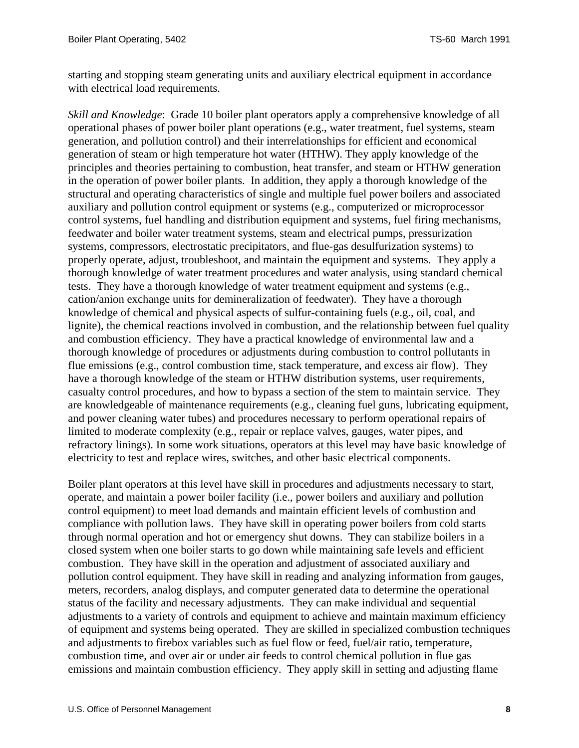starting and stopping steam generating units and auxiliary electrical equipment in accordance with electrical load requirements.

*Skill and Knowledge*: Grade 10 boiler plant operators apply a comprehensive knowledge of all operational phases of power boiler plant operations (e.g., water treatment, fuel systems, steam generation, and pollution control) and their interrelationships for efficient and economical generation of steam or high temperature hot water (HTHW). They apply knowledge of the principles and theories pertaining to combustion, heat transfer, and steam or HTHW generation in the operation of power boiler plants. In addition, they apply a thorough knowledge of the structural and operating characteristics of single and multiple fuel power boilers and associated auxiliary and pollution control equipment or systems (e.g., computerized or microprocessor control systems, fuel handling and distribution equipment and systems, fuel firing mechanisms, feedwater and boiler water treatment systems, steam and electrical pumps, pressurization systems, compressors, electrostatic precipitators, and flue-gas desulfurization systems) to properly operate, adjust, troubleshoot, and maintain the equipment and systems. They apply a thorough knowledge of water treatment procedures and water analysis, using standard chemical tests. They have a thorough knowledge of water treatment equipment and systems (e.g., cation/anion exchange units for demineralization of feedwater). They have a thorough knowledge of chemical and physical aspects of sulfur-containing fuels (e.g., oil, coal, and lignite), the chemical reactions involved in combustion, and the relationship between fuel quality and combustion efficiency. They have a practical knowledge of environmental law and a thorough knowledge of procedures or adjustments during combustion to control pollutants in flue emissions (e.g., control combustion time, stack temperature, and excess air flow). They have a thorough knowledge of the steam or HTHW distribution systems, user requirements, casualty control procedures, and how to bypass a section of the stem to maintain service. They are knowledgeable of maintenance requirements (e.g., cleaning fuel guns, lubricating equipment, and power cleaning water tubes) and procedures necessary to perform operational repairs of limited to moderate complexity (e.g., repair or replace valves, gauges, water pipes, and refractory linings). In some work situations, operators at this level may have basic knowledge of electricity to test and replace wires, switches, and other basic electrical components.

Boiler plant operators at this level have skill in procedures and adjustments necessary to start, operate, and maintain a power boiler facility (i.e., power boilers and auxiliary and pollution control equipment) to meet load demands and maintain efficient levels of combustion and compliance with pollution laws. They have skill in operating power boilers from cold starts through normal operation and hot or emergency shut downs. They can stabilize boilers in a closed system when one boiler starts to go down while maintaining safe levels and efficient combustion. They have skill in the operation and adjustment of associated auxiliary and pollution control equipment. They have skill in reading and analyzing information from gauges, meters, recorders, analog displays, and computer generated data to determine the operational status of the facility and necessary adjustments. They can make individual and sequential adjustments to a variety of controls and equipment to achieve and maintain maximum efficiency of equipment and systems being operated. They are skilled in specialized combustion techniques and adjustments to firebox variables such as fuel flow or feed, fuel/air ratio, temperature, combustion time, and over air or under air feeds to control chemical pollution in flue gas emissions and maintain combustion efficiency. They apply skill in setting and adjusting flame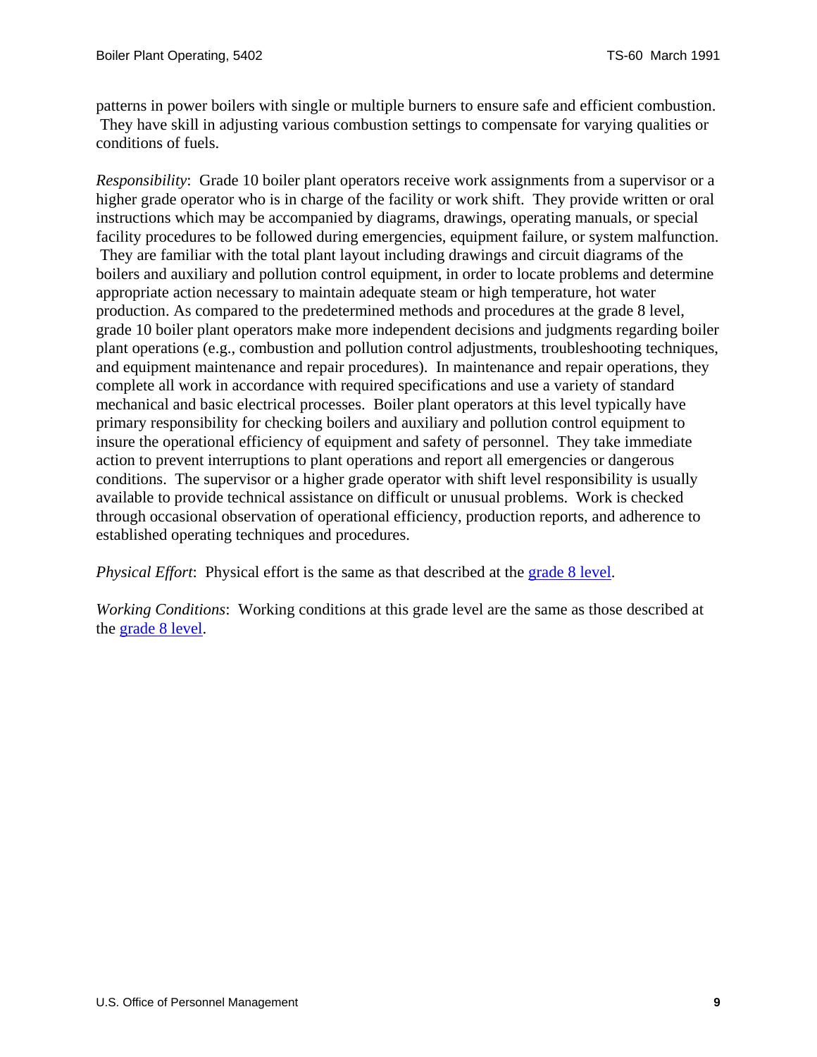patterns in power boilers with single or multiple burners to ensure safe and efficient combustion. They have skill in adjusting various combustion settings to compensate for varying qualities or conditions of fuels.

*Responsibility*: Grade 10 boiler plant operators receive work assignments from a supervisor or a higher grade operator who is in charge of the facility or work shift. They provide written or oral instructions which may be accompanied by diagrams, drawings, operating manuals, or special facility procedures to be followed during emergencies, equipment failure, or system malfunction. They are familiar with the total plant layout including drawings and circuit diagrams of the boilers and auxiliary and pollution control equipment, in order to locate problems and determine appropriate action necessary to maintain adequate steam or high temperature, hot water production. As compared to the predetermined methods and procedures at the grade 8 level, grade 10 boiler plant operators make more independent decisions and judgments regarding boiler plant operations (e.g., combustion and pollution control adjustments, troubleshooting techniques, and equipment maintenance and repair procedures). In maintenance and repair operations, they complete all work in accordance with required specifications and use a variety of standard mechanical and basic electrical processes. Boiler plant operators at this level typically have primary responsibility for checking boilers and auxiliary and pollution control equipment to insure the operational efficiency of equipment and safety of personnel. They take immediate action to prevent interruptions to plant operations and report all emergencies or dangerous conditions. The supervisor or a higher grade operator with shift level responsibility is usually available to provide technical assistance on difficult or unusual problems. Work is checked through occasional observation of operational efficiency, production reports, and adherence to established operating techniques and procedures.

*Physical Effort*: Physical effort is the same as that described at the grade 8 level.

*Working Conditions*: Working conditions at this grade level are the same as those described at the grade 8 level.